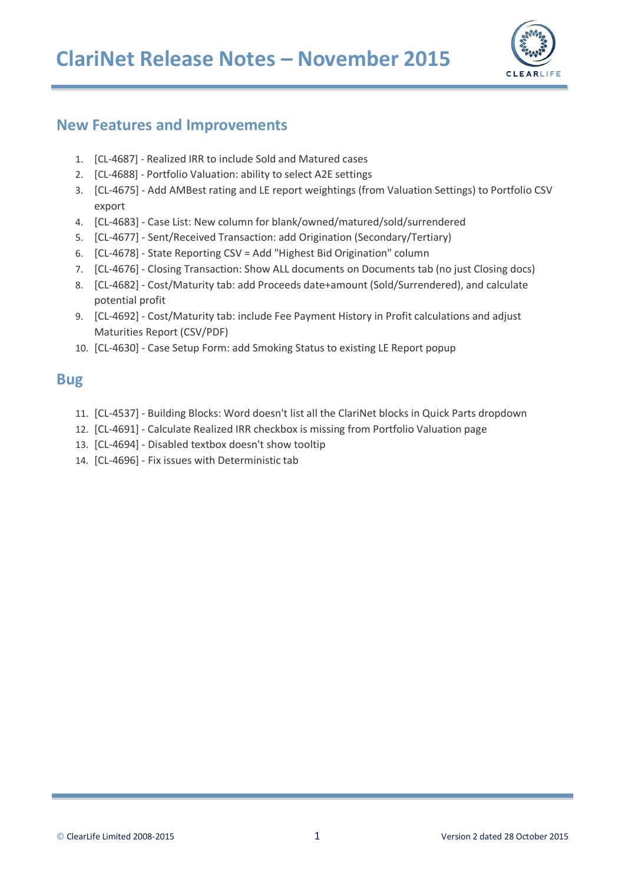# ClariNet Release Notes – November 2015

## New Features and Improvements

1. [CL-4687] - Realized IRR to include Sold and Matured cases
2. [CL-4688] - Portfolio Valuation: ability to select A2E settings
3. [CL-4675] - Add AMBest rating and LE report weightings (from Valuation Settings) to Portfolio CSV export
4. [CL-4683] - Case List: New column for blank/owned/matured/sold/surrendered
5. [CL-4677] - Sent/Received Transaction: add Origination (Secondary/Tertiary)
6. [CL-4678] - State Reporting CSV = Add "Highest Bid Origination" column
7. [CL-4676] - Closing Transaction: Show ALL documents on Documents tab (no just Closing docs)
8. [CL-4682] - Cost/Maturity tab: add Proceeds date+amount (Sold/Surrendered), and calculate potential profit
9. [CL-4692] - Cost/Maturity tab: include Fee Payment History in Profit calculations and adjust Maturities Report (CSV/PDF)
10. [CL-4630] - Case Setup Form: add Smoking Status to existing LE Report popup

## Bug

11. [CL-4537] - Building Blocks: Word doesn't list all the ClariNet blocks in Quick Parts dropdown
12. [CL-4691] - Calculate Realized IRR checkbox is missing from Portfolio Valuation page
13. [CL-4694] - Disabled textbox doesn't show tooltip
14. [CL-4696] - Fix issues with Deterministic tab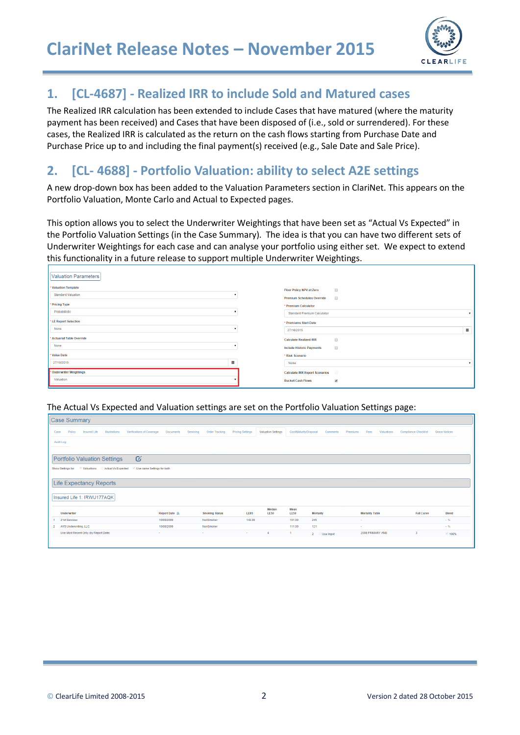## 1. [CL-4687] - Realized IRR to include Sold and Matured cases

The Realized IRR calculation has been extended to include Cases that have matured (where the maturity payment has been received) and Cases that have been disposed of (i.e., sold or surrendered). For these cases, the Realized IRR is calculated as the return on the cash flows starting from Purchase Date and Purchase Price up to and including the final payment(s) received (e.g., Sale Date and Sale Price).

## 2. [CL- 4688] - Portfolio Valuation: ability to select A2E settings

A new drop-down box has been added to the Valuation Parameters section in ClariNet. This appears on the Portfolio Valuation, Monte Carlo and Actual to Expected pages.

This option allows you to select the Underwriter Weightings that have been set as "Actual Vs Expected" in the Portfolio Valuation Settings (in the Case Summary). The idea is that you can have two different sets of Underwriter Weightings for each case and can analyse your portfolio using either set. We expect to extend this functionality in a future release to support multiple Underwriter Weightings.

The Actual Vs Expected and Valuation settings are set on the Portfolio Valuation Settings page: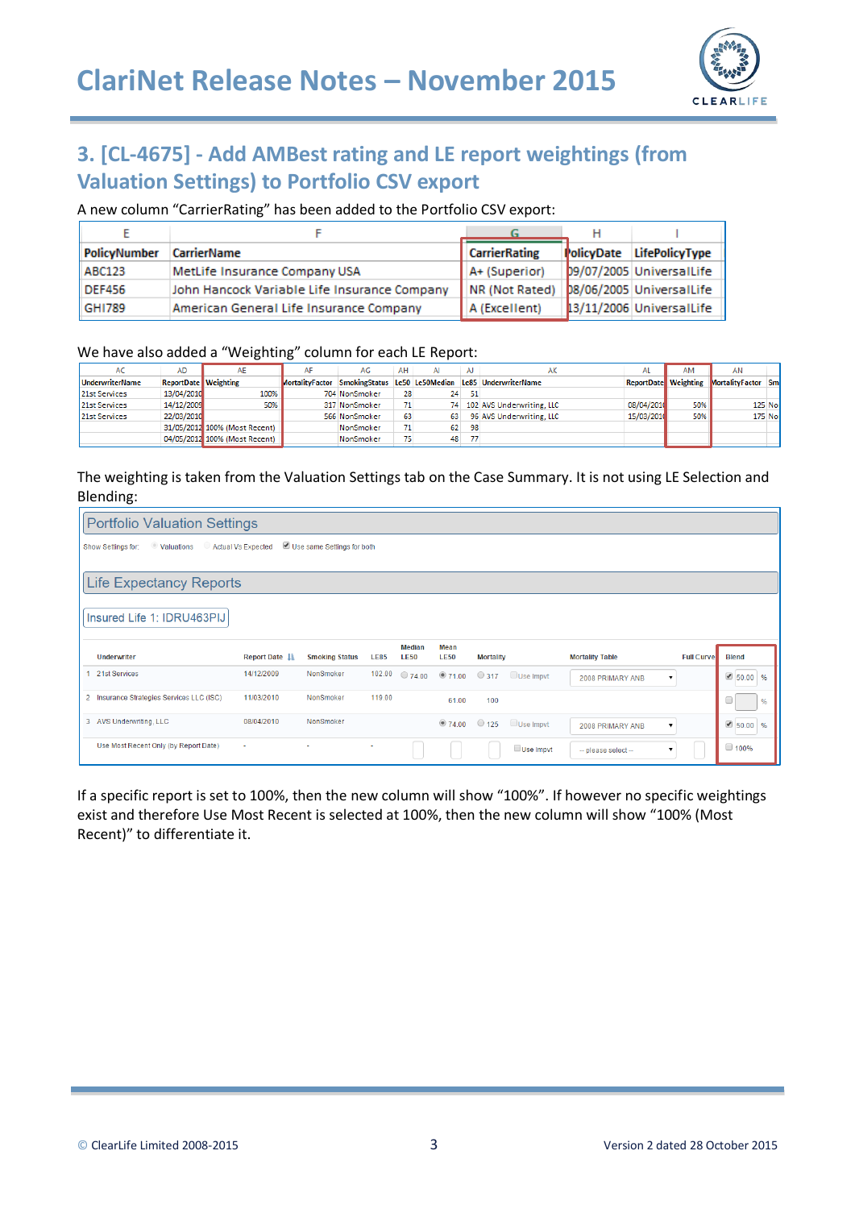## 3. [CL-4675] - Add AMBest rating and LE report weightings (from Valuation Settings) to Portfolio CSV export

A new column "CarrierRating" has been added to the Portfolio CSV export:

| E | F | G | H | I |
|---|---|---|---|---|
| PolicyNumber | CarrierName | CarrierRating | PolicyDate | LifePolicyType |
| ABC123 | MetLife Insurance Company USA | A+ (Superior) | 09/07/2005 | UniversalLife |
| DEF456 | John Hancock Variable Life Insurance Company | NR (Not Rated) | 08/06/2005 | UniversalLife |
| GHI789 | American General Life Insurance Company | A (Excellent) | 13/11/2006 | UniversalLife |

We have also added a "Weighting" column for each LE Report:

| AC | AD | AE | AF | AG | AH | AI | AJ | AK | AL | AM | AN | |
|---|---|---|---|---|---|---|---|---|---|---|---|---|
| UnderwriterName | ReportDate | Weighting | MortalityFactor | SmokingStatus | Le50 | Le50Median | Le85 | UnderwriterName | ReportDate | Weighting | MortalityFactor | Sm |
| 21st Services | 13/04/2010 | 100% | 704 | NonSmoker | 28 | 24 | 51 | | | | | |
| 21st Services | 14/12/2009 | 50% | 317 | NonSmoker | 71 | 74 | 102 | AVS Underwriting, LLC | 08/04/2010 | 50% | 125 | No |
| 21st Services | 22/03/2010 | | 566 | NonSmoker | 63 | 63 | 96 | AVS Underwriting, LLC | 15/03/2010 | 50% | 175 | No |
| | 31/05/2012 | 100% (Most Recent) | | NonSmoker | 71 | 62 | 98 | | | | | |
| | 04/05/2012 | 100% (Most Recent) | | NonSmoker | 75 | 48 | 77 | | | | | |

The weighting is taken from the Valuation Settings tab on the Case Summary. It is not using LE Selection and Blending:

**Portfolio Valuation Settings**

Show Settings for: Valuations | Actual Vs Expected | ☑ Use same Settings for both

**Life Expectancy Reports**

Insured Life 1: IDRU463PIJ

| | Underwriter | Report Date | Smoking Status | LE85 | Median LE50 | Mean LE50 | Mortality | | Mortality Table | Full Curve | Blend |
|---|---|---|---|---|---|---|---|---|---|---|---|
| 1 | 21st Services | 14/12/2009 | NonSmoker | 102.00 | 74.00 | 71.00 | 317 | Use Impvt | 2008 PRIMARY ANB | | ☑ 50.00 % |
| 2 | Insurance Strategies Services LLC (ISC) | 11/03/2010 | NonSmoker | 119.00 | | 61.00 | 100 | | | | ☐ % |
| 3 | AVS Underwriting, LLC | 08/04/2010 | NonSmoker | | | 74.00 | 125 | Use Impvt | 2008 PRIMARY ANB | | ☑ 50.00 % |
| | Use Most Recent Only (by Report Date) | - | - | - | | | | Use Impvt | -- please select -- | | ☐ 100% |

If a specific report is set to 100%, then the new column will show "100%". If however no specific weightings exist and therefore Use Most Recent is selected at 100%, then the new column will show "100% (Most Recent)" to differentiate it.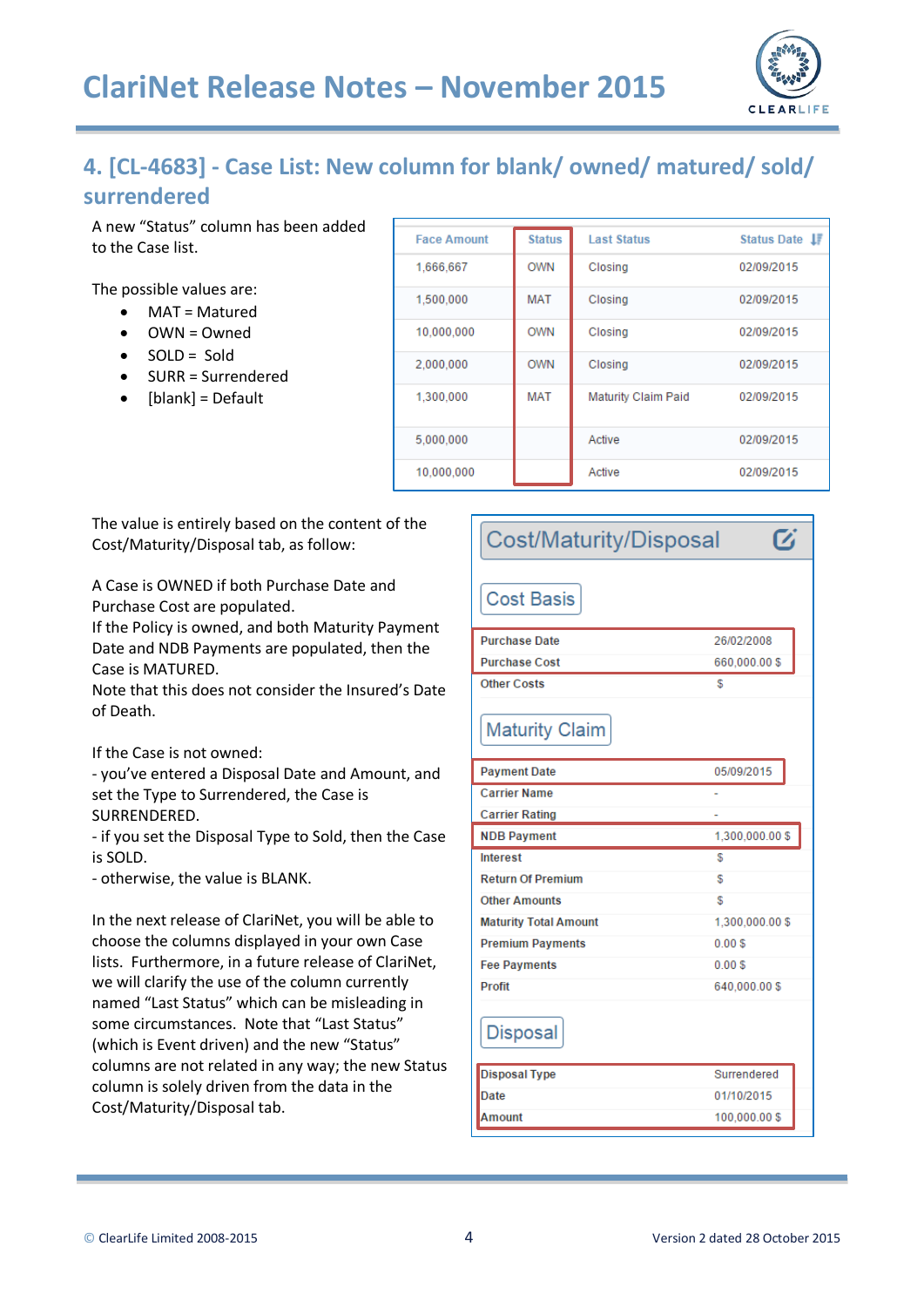## 4. [CL-4683] - Case List: New column for blank/ owned/ matured/ sold/ surrendered

A new “Status” column has been added to the Case list.

The possible values are:

- MAT = Matured
- OWN = Owned
- SOLD = Sold
- SURR = Surrendered
- [blank] = Default

| Face Amount | Status | Last Status | Status Date |
|---|---|---|---|
| 1,666,667 | OWN | Closing | 02/09/2015 |
| 1,500,000 | MAT | Closing | 02/09/2015 |
| 10,000,000 | OWN | Closing | 02/09/2015 |
| 2,000,000 | OWN | Closing | 02/09/2015 |
| 1,300,000 | MAT | Maturity Claim Paid | 02/09/2015 |
| 5,000,000 | | Active | 02/09/2015 |
| 10,000,000 | | Active | 02/09/2015 |

The value is entirely based on the content of the Cost/Maturity/Disposal tab, as follow:

A Case is OWNED if both Purchase Date and Purchase Cost are populated.
If the Policy is owned, and both Maturity Payment Date and NDB Payments are populated, then the Case is MATURED.
Note that this does not consider the Insured’s Date of Death.

If the Case is not owned:
- you’ve entered a Disposal Date and Amount, and set the Type to Surrendered, the Case is SURRENDERED.
- if you set the Disposal Type to Sold, then the Case is SOLD.
- otherwise, the value is BLANK.

In the next release of ClariNet, you will be able to choose the columns displayed in your own Case lists. Furthermore, in a future release of ClariNet, we will clarify the use of the column currently named “Last Status” which can be misleading in some circumstances. Note that “Last Status” (which is Event driven) and the new “Status” columns are not related in any way; the new Status column is solely driven from the data in the Cost/Maturity/Disposal tab.

**Cost/Maturity/Disposal**

**Cost Basis**

| | |
|---|---|
| Purchase Date | 26/02/2008 |
| Purchase Cost | 660,000.00 $ |
| Other Costs | $ |

**Maturity Claim**

| | |
|---|---|
| Payment Date | 05/09/2015 |
| Carrier Name | - |
| Carrier Rating | - |
| NDB Payment | 1,300,000.00 $ |
| Interest | $ |
| Return Of Premium | $ |
| Other Amounts | $ |
| Maturity Total Amount | 1,300,000.00 $ |
| Premium Payments | 0.00 $ |
| Fee Payments | 0.00 $ |
| Profit | 640,000.00 $ |

**Disposal**

| | |
|---|---|
| Disposal Type | Surrendered |
| Date | 01/10/2015 |
| Amount | 100,000.00 $ |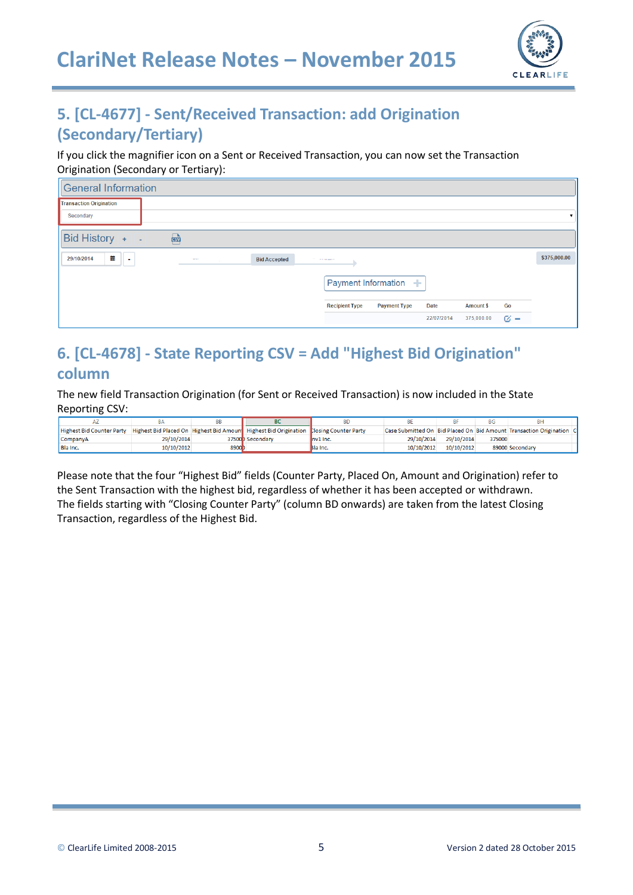## 5. [CL-4677] - Sent/Received Transaction: add Origination (Secondary/Tertiary)

If you click the magnifier icon on a Sent or Received Transaction, you can now set the Transaction Origination (Secondary or Tertiary):

## 6. [CL-4678] - State Reporting CSV = Add "Highest Bid Origination" column

The new field Transaction Origination (for Sent or Received Transaction) is now included in the State Reporting CSV:

Please note that the four "Highest Bid" fields (Counter Party, Placed On, Amount and Origination) refer to the Sent Transaction with the highest bid, regardless of whether it has been accepted or withdrawn. The fields starting with "Closing Counter Party" (column BD onwards) are taken from the latest Closing Transaction, regardless of the Highest Bid.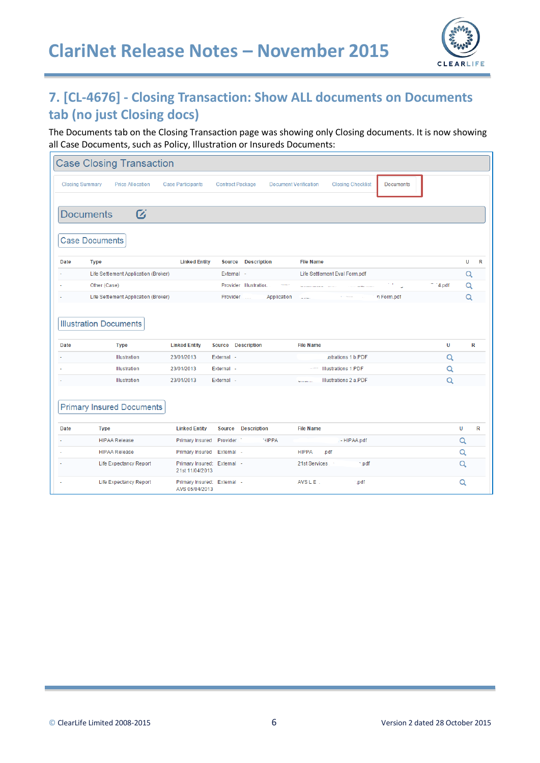## 7. [CL-4676] - Closing Transaction: Show ALL documents on Documents tab (no just Closing docs)

The Documents tab on the Closing Transaction page was showing only Closing documents. It is now showing all Case Documents, such as Policy, Illustration or Insureds Documents:

**Case Closing Transaction**

Closing Summary | Price Allocation | Case Participants | Contract Package | Document Verification | Closing Checklist | Documents

**Documents**

**Case Documents**

| Date | Type | Linked Entity | Source | Description | File Name | U | R |
|---|---|---|---|---|---|---|---|
| - | Life Settlement Application (Broker) | | External | - | Life Settlement Eval Form.pdf | | |
| - | Other (Case) | | Provider | Illustration. | 4.pdf | | |
| - | Life Settlement Application (Broker) | | Provider | Application | n Form.pdf | | |

**Illustration Documents**

| Date | Type | Linked Entity | Source | Description | File Name | U | R |
|---|---|---|---|---|---|---|---|
| - | Illustration | 23/01/2013 | External | - | ustrations 1 b.PDF | | |
| - | Illustration | 23/01/2013 | External | - | Illustrations 1.PDF | | |
| - | Illustration | 23/01/2013 | External | - | Illustrations 2 a.PDF | | |

**Primary Insured Documents**

| Date | Type | Linked Entity | Source | Description | File Name | U | R |
|---|---|---|---|---|---|---|---|
| - | HIPAA Release | Primary Insured | Provider | HIPPA | - HIPAA.pdf | | |
| - | HIPAA Release | Primary Insured | External | - | HIPPA .pdf | | |
| - | Life Expectancy Report | Primary Insured: 21st 11/04/2013 | External | - | 21st Services .pdf | | |
| - | Life Expectancy Report | Primary Insured: AVS 05/04/2013 | External | - | AVS L E .pdf | | |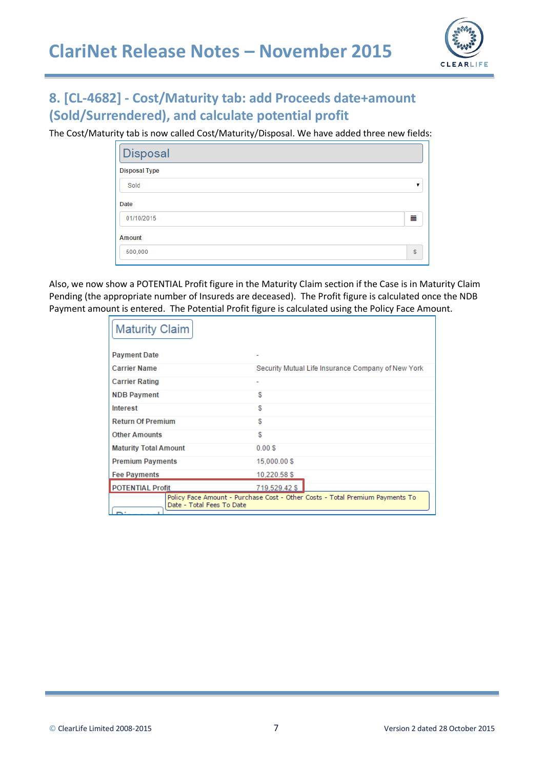## 8. [CL-4682] - Cost/Maturity tab: add Proceeds date+amount (Sold/Surrendered), and calculate potential profit

The Cost/Maturity tab is now called Cost/Maturity/Disposal. We have added three new fields:

**Disposal**

| Field | Value |
|---|---|
| Disposal Type | Sold |
| Date | 01/10/2015 |
| Amount | 500,000 $ |

Also, we now show a POTENTIAL Profit figure in the Maturity Claim section if the Case is in Maturity Claim Pending (the appropriate number of Insureds are deceased). The Profit figure is calculated once the NDB Payment amount is entered. The Potential Profit figure is calculated using the Policy Face Amount.

**Maturity Claim**

| Field | Value |
|---|---|
| Payment Date | - |
| Carrier Name | Security Mutual Life Insurance Company of New York |
| Carrier Rating | - |
| NDB Payment | $ |
| Interest | $ |
| Return Of Premium | $ |
| Other Amounts | $ |
| Maturity Total Amount | 0.00 $ |
| Premium Payments | 15,000.00 $ |
| Fee Payments | 10,220.58 $ |
| POTENTIAL Profit | 719,529.42 $ |

Policy Face Amount - Purchase Cost - Other Costs - Total Premium Payments To Date - Total Fees To Date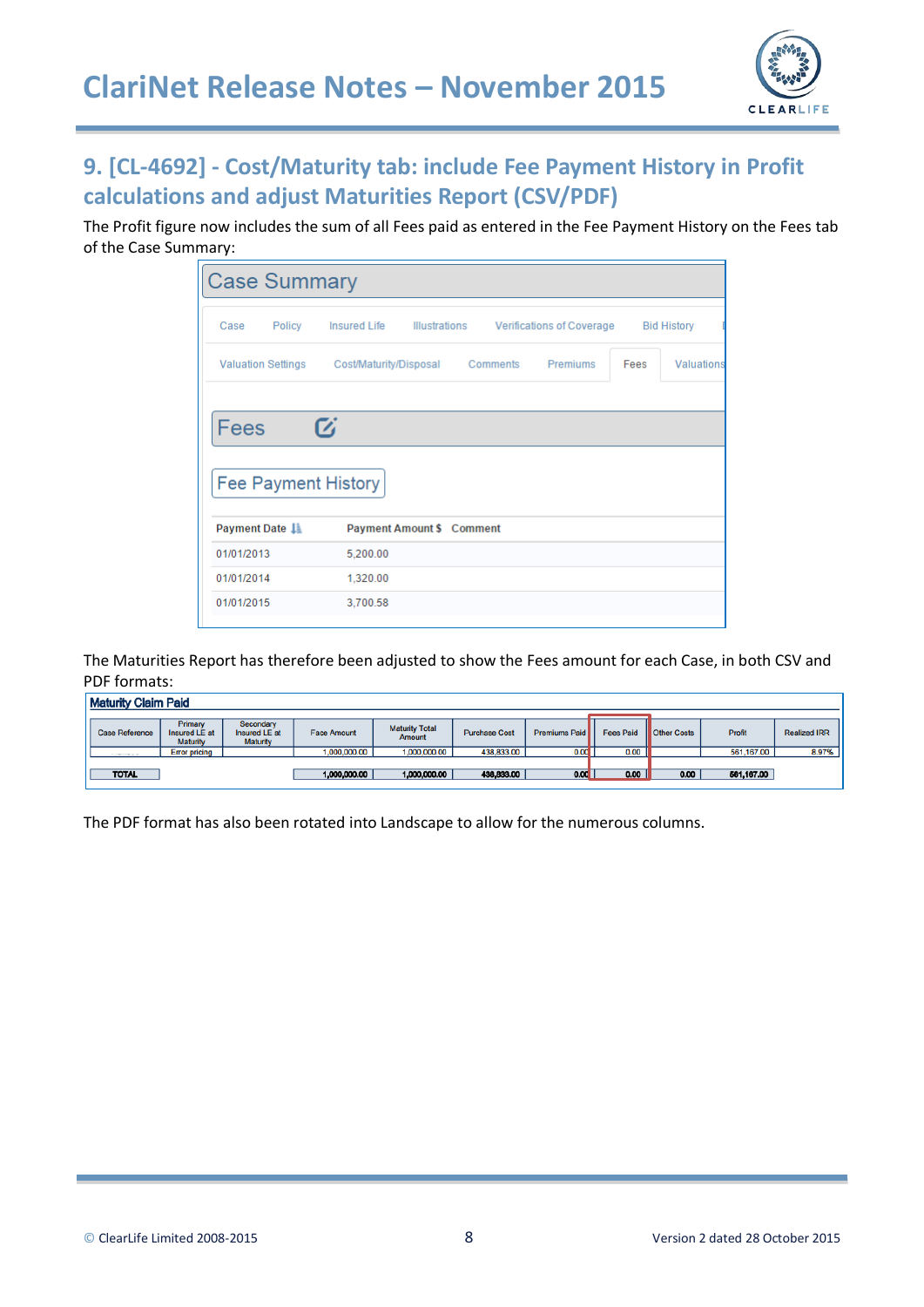## 9. [CL-4692] - Cost/Maturity tab: include Fee Payment History in Profit calculations and adjust Maturities Report (CSV/PDF)

The Profit figure now includes the sum of all Fees paid as entered in the Fee Payment History on the Fees tab of the Case Summary:

**Case Summary**

Case | Policy | Insured Life | Illustrations | Verifications of Coverage | Bid History
Valuation Settings | Cost/Maturity/Disposal | Comments | Premiums | Fees | Valuations

**Fees**

**Fee Payment History**

| Payment Date | Payment Amount $ | Comment |
|---|---|---|
| 01/01/2013 | 5,200.00 | |
| 01/01/2014 | 1,320.00 | |
| 01/01/2015 | 3,700.58 | |

The Maturities Report has therefore been adjusted to show the Fees amount for each Case, in both CSV and PDF formats:

**Maturity Claim Paid**

| Case Reference | Primary Insured LE at Maturity | Secondary Insured LE at Maturity | Face Amount | Maturity Total Amount | Purchase Cost | Premiums Paid | Fees Paid | Other Costs | Profit | Realized IRR |
|---|---|---|---|---|---|---|---|---|---|---|
| | Error pricing | | 1,000,000.00 | 1,000,000.00 | 438,833.00 | 0.00 | 0.00 | | 561,167.00 | 8.97% |
| TOTAL | | | 1,000,000.00 | 1,000,000.00 | 438,833.00 | 0.00 | 0.00 | 0.00 | 561,167.00 | |

The PDF format has also been rotated into Landscape to allow for the numerous columns.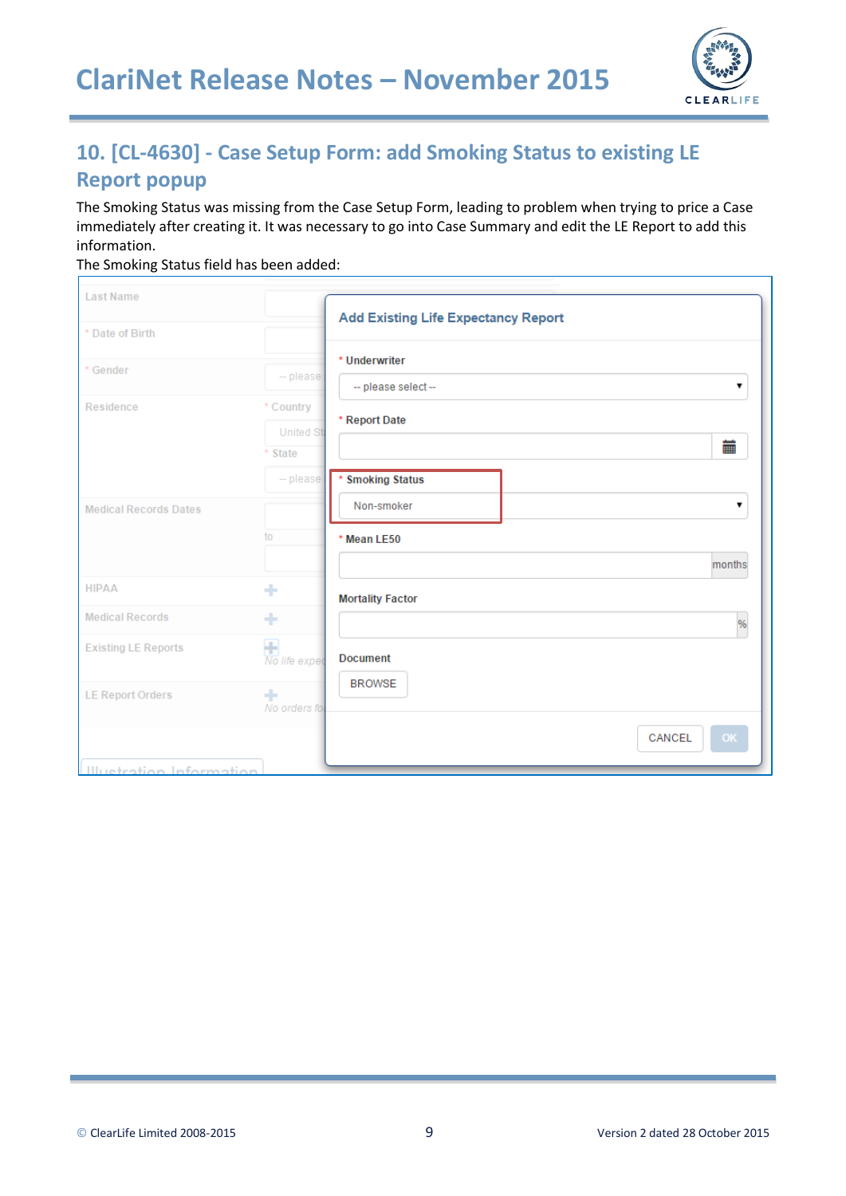## 10. [CL-4630] - Case Setup Form: add Smoking Status to existing LE Report popup

The Smoking Status was missing from the Case Setup Form, leading to problem when trying to price a Case immediately after creating it. It was necessary to go into Case Summary and edit the LE Report to add this information.

The Smoking Status field has been added: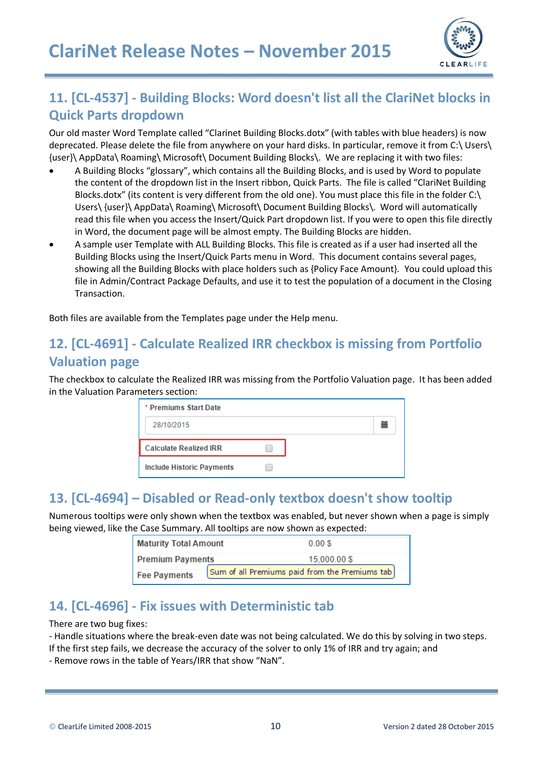## 11. [CL-4537] - Building Blocks: Word doesn't list all the ClariNet blocks in Quick Parts dropdown

Our old master Word Template called "Clarinet Building Blocks.dotx" (with tables with blue headers) is now deprecated. Please delete the file from anywhere on your hard disks. In particular, remove it from C:\ Users\ {user}\ AppData\ Roaming\ Microsoft\ Document Building Blocks\. We are replacing it with two files:

- A Building Blocks "glossary", which contains all the Building Blocks, and is used by Word to populate the content of the dropdown list in the Insert ribbon, Quick Parts. The file is called "ClariNet Building Blocks.dotx" (its content is very different from the old one). You must place this file in the folder C:\ Users\ {user}\ AppData\ Roaming\ Microsoft\ Document Building Blocks\. Word will automatically read this file when you access the Insert/Quick Part dropdown list. If you were to open this file directly in Word, the document page will be almost empty. The Building Blocks are hidden.
- A sample user Template with ALL Building Blocks. This file is created as if a user had inserted all the Building Blocks using the Insert/Quick Parts menu in Word. This document contains several pages, showing all the Building Blocks with place holders such as {Policy Face Amount}. You could upload this file in Admin/Contract Package Defaults, and use it to test the population of a document in the Closing Transaction.

Both files are available from the Templates page under the Help menu.

## 12. [CL-4691] - Calculate Realized IRR checkbox is missing from Portfolio Valuation page

The checkbox to calculate the Realized IRR was missing from the Portfolio Valuation page. It has been added in the Valuation Parameters section:

* Premiums Start Date
28/10/2015
Calculate Realized IRR
Include Historic Payments

## 13. [CL-4694] – Disabled or Read-only textbox doesn't show tooltip

Numerous tooltips were only shown when the textbox was enabled, but never shown when a page is simply being viewed, like the Case Summary. All tooltips are now shown as expected:

Maturity Total Amount 0.00 $
Premium Payments 15,000.00 $
Fee Payments
Sum of all Premiums paid from the Premiums tab

## 14. [CL-4696] - Fix issues with Deterministic tab

There are two bug fixes:

- Handle situations where the break-even date was not being calculated. We do this by solving in two steps. If the first step fails, we decrease the accuracy of the solver to only 1% of IRR and try again; and
- Remove rows in the table of Years/IRR that show "NaN".